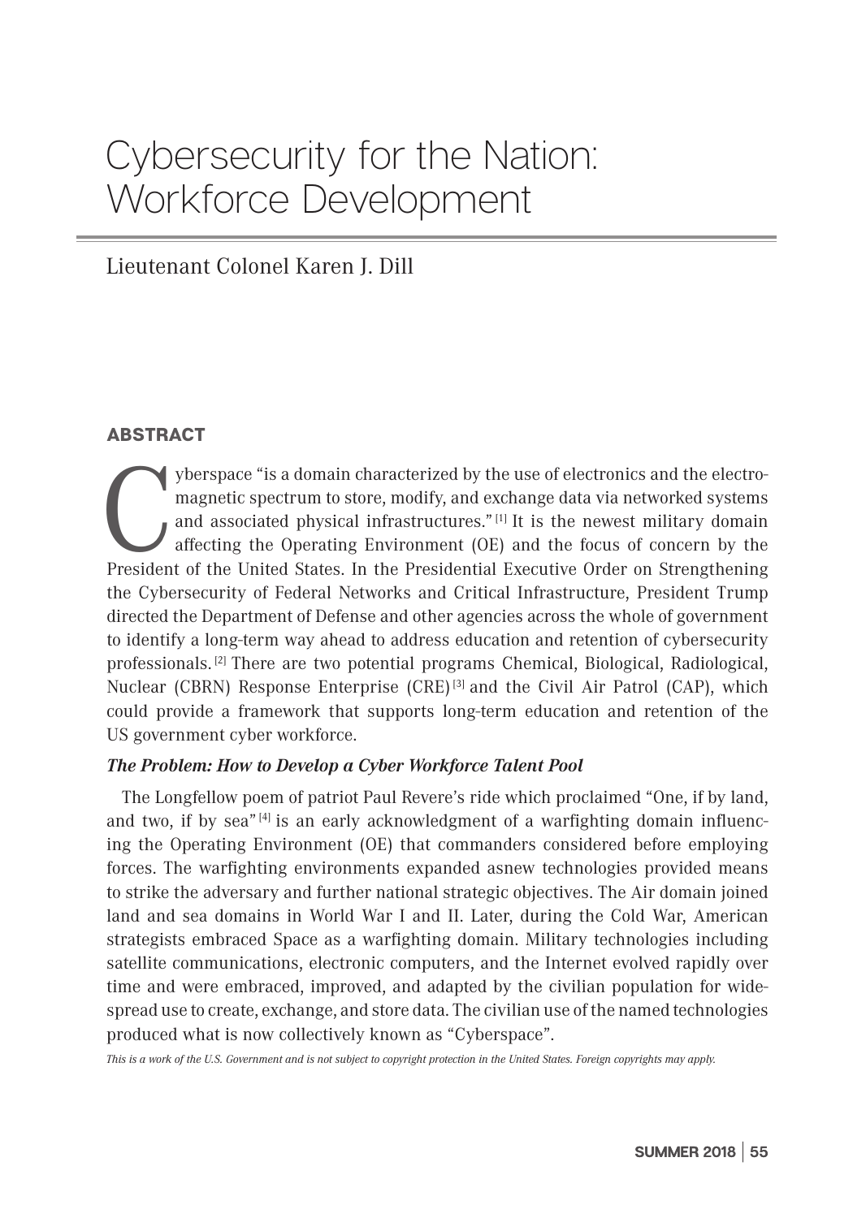# Cybersecurity for the Nation: Workforce Development

Lieutenant Colonel Karen J. Dill

## ABSTRACT

Cyberspace "is a domain characterized by the use of electronics and the electromagnetic spectrum to store, modify, and exchange data via networked systems and associated physical infrastructures." [1] It is the newest military domain affecting the Operating Environment (OE) and the focus of concern by the President of the United States. In the Presidential Executive Order on Strengthening the Cybersecurity of Federal Networks and Critical Infrastructure, President Trump directed the Department of Defense and other agencies across the whole of government to identify a long-term way ahead to address education and retention of cybersecurity professionals. [2] There are two potential programs Chemical, Biological, Radiological, Nuclear (CBRN) Response Enterprise (CRE) [3] and the Civil Air Patrol (CAP), which could provide a framework that supports long-term education and retention of the US government cyber workforce.

### *The Problem: How to Develop a Cyber Workforce Talent Pool*

The Longfellow poem of patriot Paul Revere's ride which proclaimed "One, if by land, and two, if by sea" [4] is an early acknowledgment of a warfighting domain influencing the Operating Environment (OE) that commanders considered before employing forces. The warfighting environments expanded asnew technologies provided means to strike the adversary and further national strategic objectives. The Air domain joined land and sea domains in World War I and II. Later, during the Cold War, American strategists embraced Space as a warfighting domain. Military technologies including satellite communications, electronic computers, and the Internet evolved rapidly over time and were embraced, improved, and adapted by the civilian population for widespread use to create, exchange, and store data. The civilian use of the named technologies produced what is now collectively known as "Cyberspace".

*This is a work of the U.S. Government and is not subject to copyright protection in the United States. Foreign copyrights may apply.*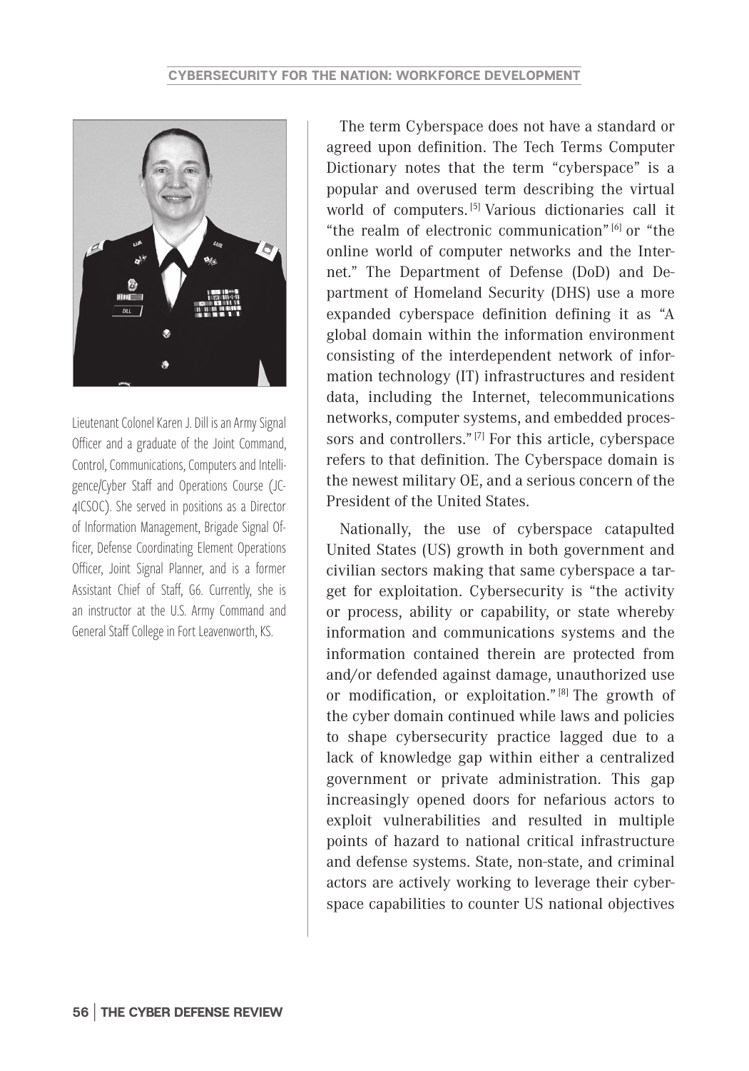Lieutenant Colonel Karen J. Dill is an Army Signal Officer and a graduate of the Joint Command, Control, Communications, Computers and Intelligence/Cyber Staff and Operations Course (JC-4ICSOC). She served in positions as a Director of Information Management, Brigade Signal Officer, Defense Coordinating Element Operations Officer, Joint Signal Planner, and is a former Assistant Chief of Staff, G6. Currently, she is an instructor at the U.S. Army Command and General Staff College in Fort Leavenworth, KS.

The term Cyberspace does not have a standard or agreed upon definition. The Tech Terms Computer Dictionary notes that the term "cyberspace" is a popular and overused term describing the virtual world of computers.[5] Various dictionaries call it "the realm of electronic communication"[6] or "the online world of computer networks and the Internet." The Department of Defense (DoD) and Department of Homeland Security (DHS) use a more expanded cyberspace definition defining it as "A global domain within the information environment consisting of the interdependent network of information technology (IT) infrastructures and resident data, including the Internet, telecommunications networks, computer systems, and embedded processors and controllers."[7] For this article, cyberspace refers to that definition. The Cyberspace domain is the newest military OE, and a serious concern of the President of the United States.

Nationally, the use of cyberspace catapulted United States (US) growth in both government and civilian sectors making that same cyberspace a target for exploitation. Cybersecurity is "the activity or process, ability or capability, or state whereby information and communications systems and the information contained therein are protected from and/or defended against damage, unauthorized use or modification, or exploitation."[8] The growth of the cyber domain continued while laws and policies to shape cybersecurity practice lagged due to a lack of knowledge gap within either a centralized government or private administration. This gap increasingly opened doors for nefarious actors to exploit vulnerabilities and resulted in multiple points of hazard to national critical infrastructure and defense systems. State, non-state, and criminal actors are actively working to leverage their cyberspace capabilities to counter US national objectives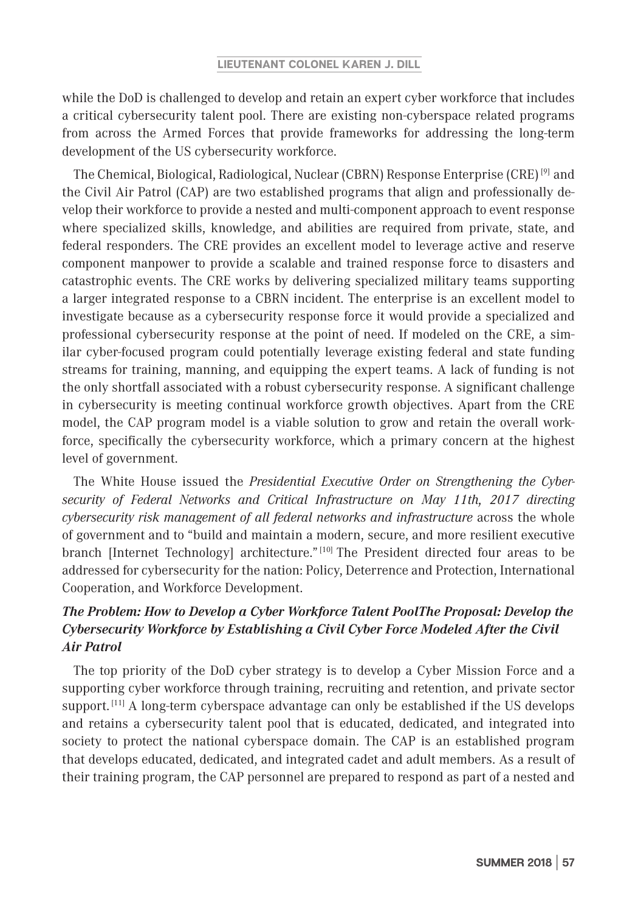while the DoD is challenged to develop and retain an expert cyber workforce that includes a critical cybersecurity talent pool. There are existing non-cyberspace related programs from across the Armed Forces that provide frameworks for addressing the long-term development of the US cybersecurity workforce.

The Chemical, Biological, Radiological, Nuclear (CBRN) Response Enterprise (CRE) [9] and the Civil Air Patrol (CAP) are two established programs that align and professionally develop their workforce to provide a nested and multi-component approach to event response where specialized skills, knowledge, and abilities are required from private, state, and federal responders. The CRE provides an excellent model to leverage active and reserve component manpower to provide a scalable and trained response force to disasters and catastrophic events. The CRE works by delivering specialized military teams supporting a larger integrated response to a CBRN incident. The enterprise is an excellent model to investigate because as a cybersecurity response force it would provide a specialized and professional cybersecurity response at the point of need. If modeled on the CRE, a similar cyber-focused program could potentially leverage existing federal and state funding streams for training, manning, and equipping the expert teams. A lack of funding is not the only shortfall associated with a robust cybersecurity response. A significant challenge in cybersecurity is meeting continual workforce growth objectives. Apart from the CRE model, the CAP program model is a viable solution to grow and retain the overall workforce, specifically the cybersecurity workforce, which a primary concern at the highest level of government.

The White House issued the *Presidential Executive Order on Strengthening the Cybersecurity of Federal Networks and Critical Infrastructure on May 11th, 2017 directing cybersecurity risk management of all federal networks and infrastructure* across the whole of government and to "build and maintain a modern, secure, and more resilient executive branch [Internet Technology] architecture." [10] The President directed four areas to be addressed for cybersecurity for the nation: Policy, Deterrence and Protection, International Cooperation, and Workforce Development.

### *The Problem: How to Develop a Cyber Workforce Talent PoolThe Proposal: Develop the Cybersecurity Workforce by Establishing a Civil Cyber Force Modeled After the Civil Air Patrol*

The top priority of the DoD cyber strategy is to develop a Cyber Mission Force and a supporting cyber workforce through training, recruiting and retention, and private sector support. [11] A long-term cyberspace advantage can only be established if the US develops and retains a cybersecurity talent pool that is educated, dedicated, and integrated into society to protect the national cyberspace domain. The CAP is an established program that develops educated, dedicated, and integrated cadet and adult members. As a result of their training program, the CAP personnel are prepared to respond as part of a nested and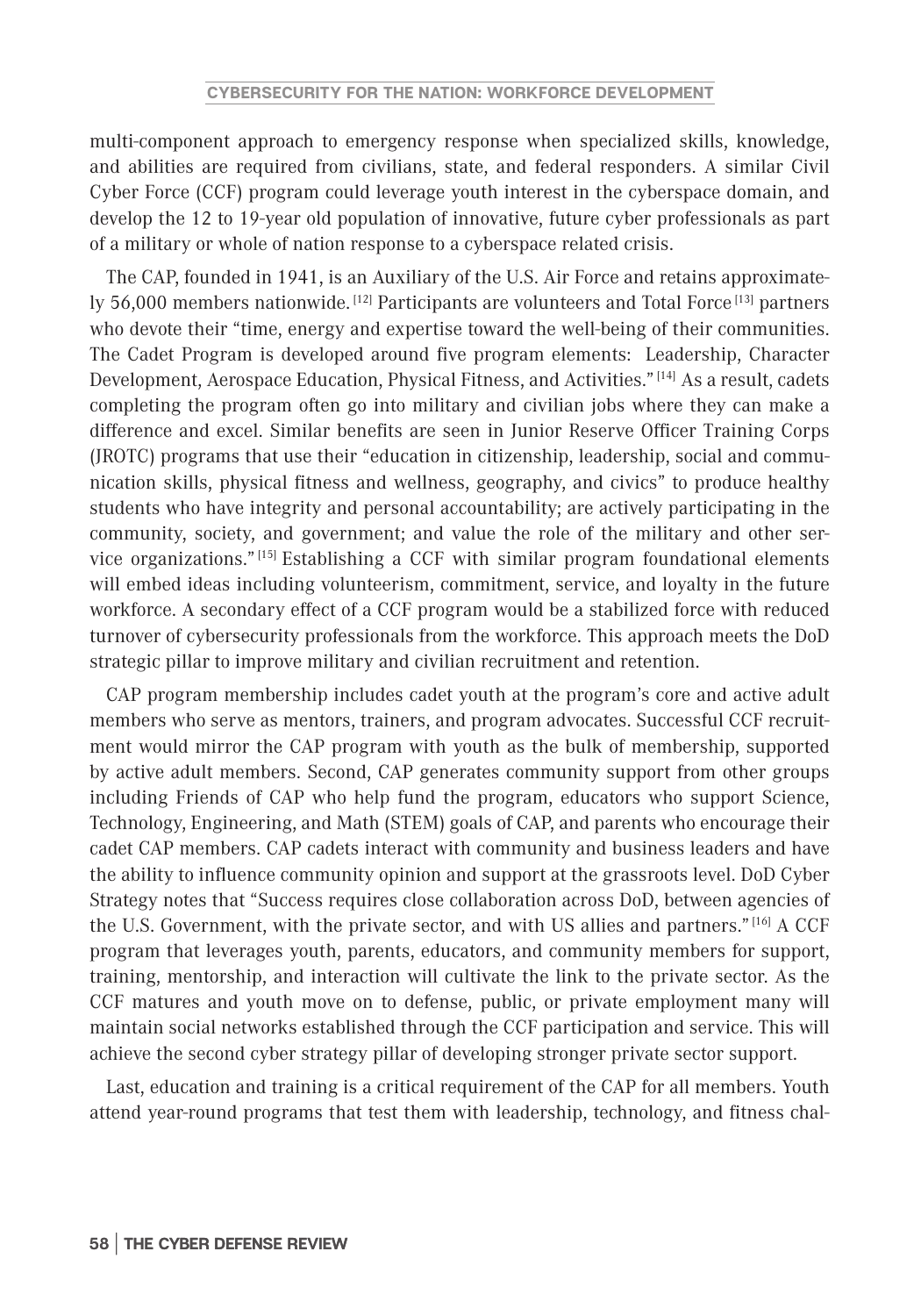multi-component approach to emergency response when specialized skills, knowledge, and abilities are required from civilians, state, and federal responders. A similar Civil Cyber Force (CCF) program could leverage youth interest in the cyberspace domain, and develop the 12 to 19-year old population of innovative, future cyber professionals as part of a military or whole of nation response to a cyberspace related crisis.

The CAP, founded in 1941, is an Auxiliary of the U.S. Air Force and retains approximately 56,000 members nationwide.[12] Participants are volunteers and Total Force[13] partners who devote their "time, energy and expertise toward the well-being of their communities. The Cadet Program is developed around five program elements: Leadership, Character Development, Aerospace Education, Physical Fitness, and Activities."[14] As a result, cadets completing the program often go into military and civilian jobs where they can make a difference and excel. Similar benefits are seen in Junior Reserve Officer Training Corps (JROTC) programs that use their "education in citizenship, leadership, social and communication skills, physical fitness and wellness, geography, and civics" to produce healthy students who have integrity and personal accountability; are actively participating in the community, society, and government; and value the role of the military and other service organizations."[15] Establishing a CCF with similar program foundational elements will embed ideas including volunteerism, commitment, service, and loyalty in the future workforce. A secondary effect of a CCF program would be a stabilized force with reduced turnover of cybersecurity professionals from the workforce. This approach meets the DoD strategic pillar to improve military and civilian recruitment and retention.

CAP program membership includes cadet youth at the program's core and active adult members who serve as mentors, trainers, and program advocates. Successful CCF recruitment would mirror the CAP program with youth as the bulk of membership, supported by active adult members. Second, CAP generates community support from other groups including Friends of CAP who help fund the program, educators who support Science, Technology, Engineering, and Math (STEM) goals of CAP, and parents who encourage their cadet CAP members. CAP cadets interact with community and business leaders and have the ability to influence community opinion and support at the grassroots level. DoD Cyber Strategy notes that "Success requires close collaboration across DoD, between agencies of the U.S. Government, with the private sector, and with US allies and partners."[16] A CCF program that leverages youth, parents, educators, and community members for support, training, mentorship, and interaction will cultivate the link to the private sector. As the CCF matures and youth move on to defense, public, or private employment many will maintain social networks established through the CCF participation and service. This will achieve the second cyber strategy pillar of developing stronger private sector support.

Last, education and training is a critical requirement of the CAP for all members. Youth attend year-round programs that test them with leadership, technology, and fitness chal-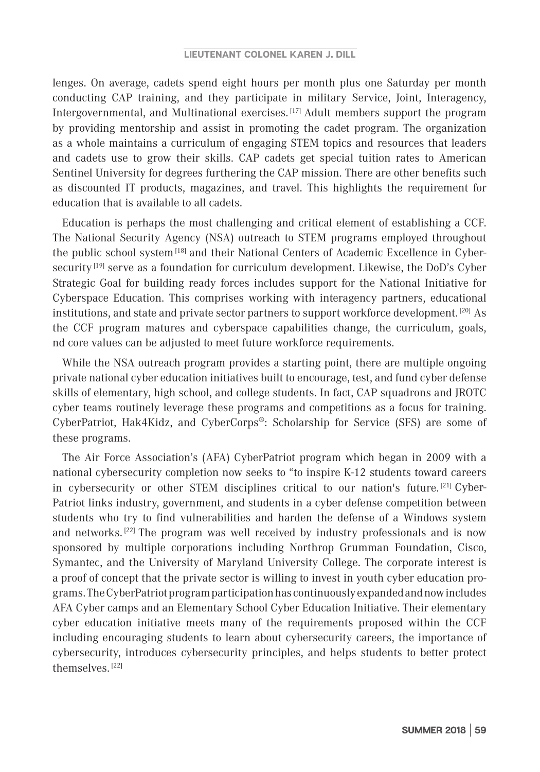lenges. On average, cadets spend eight hours per month plus one Saturday per month conducting CAP training, and they participate in military Service, Joint, Interagency, Intergovernmental, and Multinational exercises.[17] Adult members support the program by providing mentorship and assist in promoting the cadet program. The organization as a whole maintains a curriculum of engaging STEM topics and resources that leaders and cadets use to grow their skills. CAP cadets get special tuition rates to American Sentinel University for degrees furthering the CAP mission. There are other benefits such as discounted IT products, magazines, and travel. This highlights the requirement for education that is available to all cadets.

Education is perhaps the most challenging and critical element of establishing a CCF. The National Security Agency (NSA) outreach to STEM programs employed throughout the public school system[18] and their National Centers of Academic Excellence in Cybersecurity[19] serve as a foundation for curriculum development. Likewise, the DoD's Cyber Strategic Goal for building ready forces includes support for the National Initiative for Cyberspace Education. This comprises working with interagency partners, educational institutions, and state and private sector partners to support workforce development.[20] As the CCF program matures and cyberspace capabilities change, the curriculum, goals, nd core values can be adjusted to meet future workforce requirements.

While the NSA outreach program provides a starting point, there are multiple ongoing private national cyber education initiatives built to encourage, test, and fund cyber defense skills of elementary, high school, and college students. In fact, CAP squadrons and JROTC cyber teams routinely leverage these programs and competitions as a focus for training. CyberPatriot, Hak4Kidz, and CyberCorps®: Scholarship for Service (SFS) are some of these programs.

The Air Force Association's (AFA) CyberPatriot program which began in 2009 with a national cybersecurity completion now seeks to "to inspire K-12 students toward careers in cybersecurity or other STEM disciplines critical to our nation's future.[21] CyberPatriot links industry, government, and students in a cyber defense competition between students who try to find vulnerabilities and harden the defense of a Windows system and networks.[22] The program was well received by industry professionals and is now sponsored by multiple corporations including Northrop Grumman Foundation, Cisco, Symantec, and the University of Maryland University College. The corporate interest is a proof of concept that the private sector is willing to invest in youth cyber education programs. The CyberPatriot program participation has continuously expanded and now includes AFA Cyber camps and an Elementary School Cyber Education Initiative. Their elementary cyber education initiative meets many of the requirements proposed within the CCF including encouraging students to learn about cybersecurity careers, the importance of cybersecurity, introduces cybersecurity principles, and helps students to better protect themselves.[22]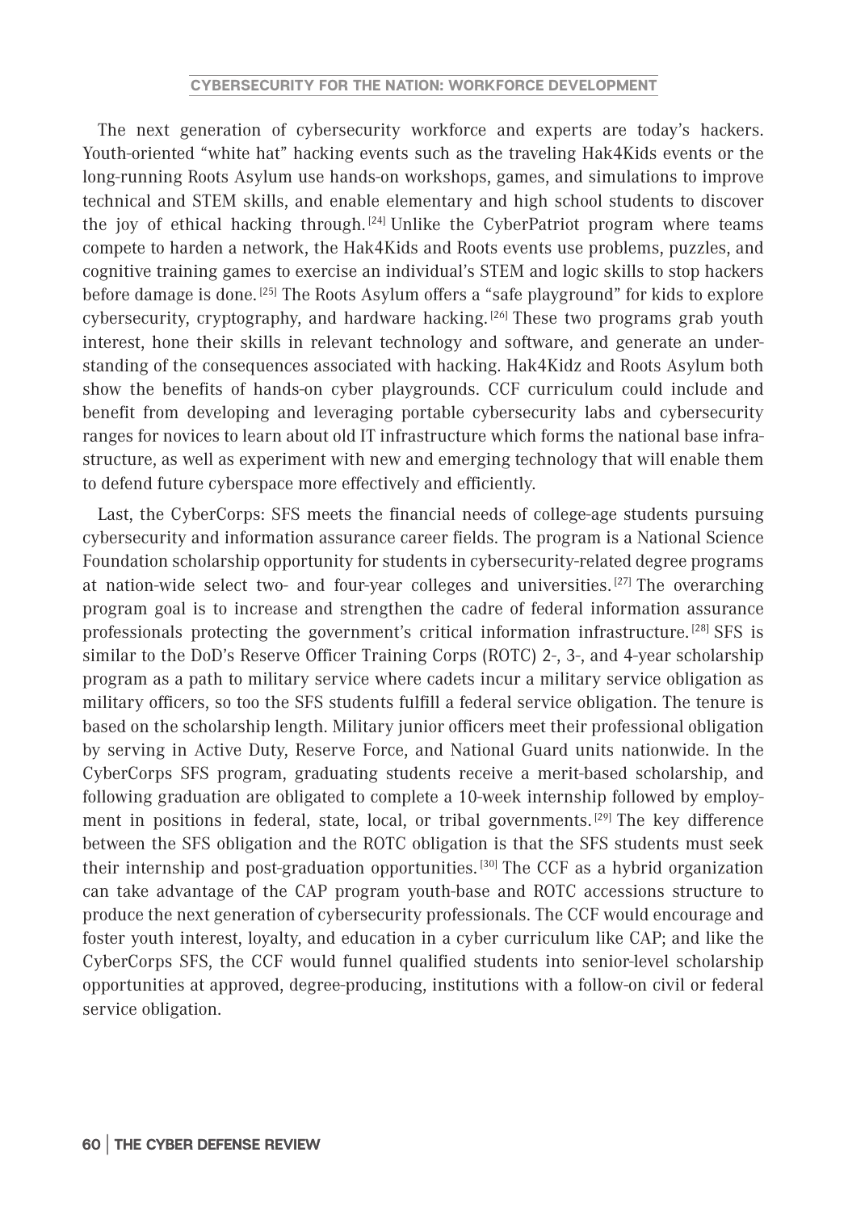The next generation of cybersecurity workforce and experts are today's hackers. Youth-oriented "white hat" hacking events such as the traveling Hak4Kids events or the long-running Roots Asylum use hands-on workshops, games, and simulations to improve technical and STEM skills, and enable elementary and high school students to discover the joy of ethical hacking through.[24] Unlike the CyberPatriot program where teams compete to harden a network, the Hak4Kids and Roots events use problems, puzzles, and cognitive training games to exercise an individual's STEM and logic skills to stop hackers before damage is done.[25] The Roots Asylum offers a "safe playground" for kids to explore cybersecurity, cryptography, and hardware hacking.[26] These two programs grab youth interest, hone their skills in relevant technology and software, and generate an understanding of the consequences associated with hacking. Hak4Kidz and Roots Asylum both show the benefits of hands-on cyber playgrounds. CCF curriculum could include and benefit from developing and leveraging portable cybersecurity labs and cybersecurity ranges for novices to learn about old IT infrastructure which forms the national base infrastructure, as well as experiment with new and emerging technology that will enable them to defend future cyberspace more effectively and efficiently.

Last, the CyberCorps: SFS meets the financial needs of college-age students pursuing cybersecurity and information assurance career fields. The program is a National Science Foundation scholarship opportunity for students in cybersecurity-related degree programs at nation-wide select two- and four-year colleges and universities.[27] The overarching program goal is to increase and strengthen the cadre of federal information assurance professionals protecting the government's critical information infrastructure.[28] SFS is similar to the DoD's Reserve Officer Training Corps (ROTC) 2-, 3-, and 4-year scholarship program as a path to military service where cadets incur a military service obligation as military officers, so too the SFS students fulfill a federal service obligation. The tenure is based on the scholarship length. Military junior officers meet their professional obligation by serving in Active Duty, Reserve Force, and National Guard units nationwide. In the CyberCorps SFS program, graduating students receive a merit-based scholarship, and following graduation are obligated to complete a 10-week internship followed by employment in positions in federal, state, local, or tribal governments.[29] The key difference between the SFS obligation and the ROTC obligation is that the SFS students must seek their internship and post-graduation opportunities.[30] The CCF as a hybrid organization can take advantage of the CAP program youth-base and ROTC accessions structure to produce the next generation of cybersecurity professionals. The CCF would encourage and foster youth interest, loyalty, and education in a cyber curriculum like CAP; and like the CyberCorps SFS, the CCF would funnel qualified students into senior-level scholarship opportunities at approved, degree-producing, institutions with a follow-on civil or federal service obligation.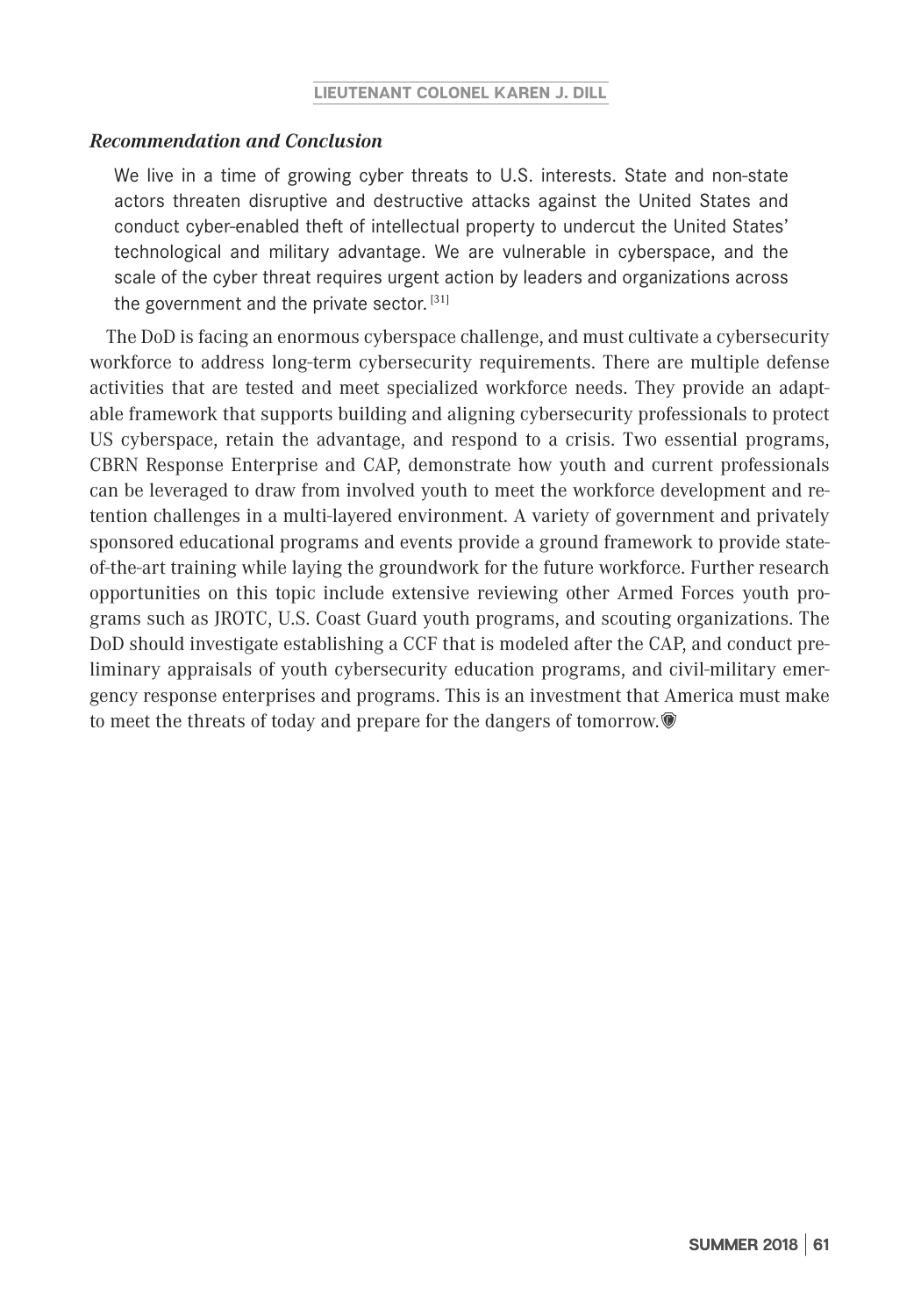### *Recommendation and Conclusion*

> We live in a time of growing cyber threats to U.S. interests. State and non-state actors threaten disruptive and destructive attacks against the United States and conduct cyber-enabled theft of intellectual property to undercut the United States' technological and military advantage. We are vulnerable in cyberspace, and the scale of the cyber threat requires urgent action by leaders and organizations across the government and the private sector. [31]

The DoD is facing an enormous cyberspace challenge, and must cultivate a cybersecurity workforce to address long-term cybersecurity requirements. There are multiple defense activities that are tested and meet specialized workforce needs. They provide an adaptable framework that supports building and aligning cybersecurity professionals to protect US cyberspace, retain the advantage, and respond to a crisis. Two essential programs, CBRN Response Enterprise and CAP, demonstrate how youth and current professionals can be leveraged to draw from involved youth to meet the workforce development and retention challenges in a multi-layered environment. A variety of government and privately sponsored educational programs and events provide a ground framework to provide state-of-the-art training while laying the groundwork for the future workforce. Further research opportunities on this topic include extensive reviewing other Armed Forces youth programs such as JROTC, U.S. Coast Guard youth programs, and scouting organizations. The DoD should investigate establishing a CCF that is modeled after the CAP, and conduct preliminary appraisals of youth cybersecurity education programs, and civil-military emergency response enterprises and programs. This is an investment that America must make to meet the threats of today and prepare for the dangers of tomorrow.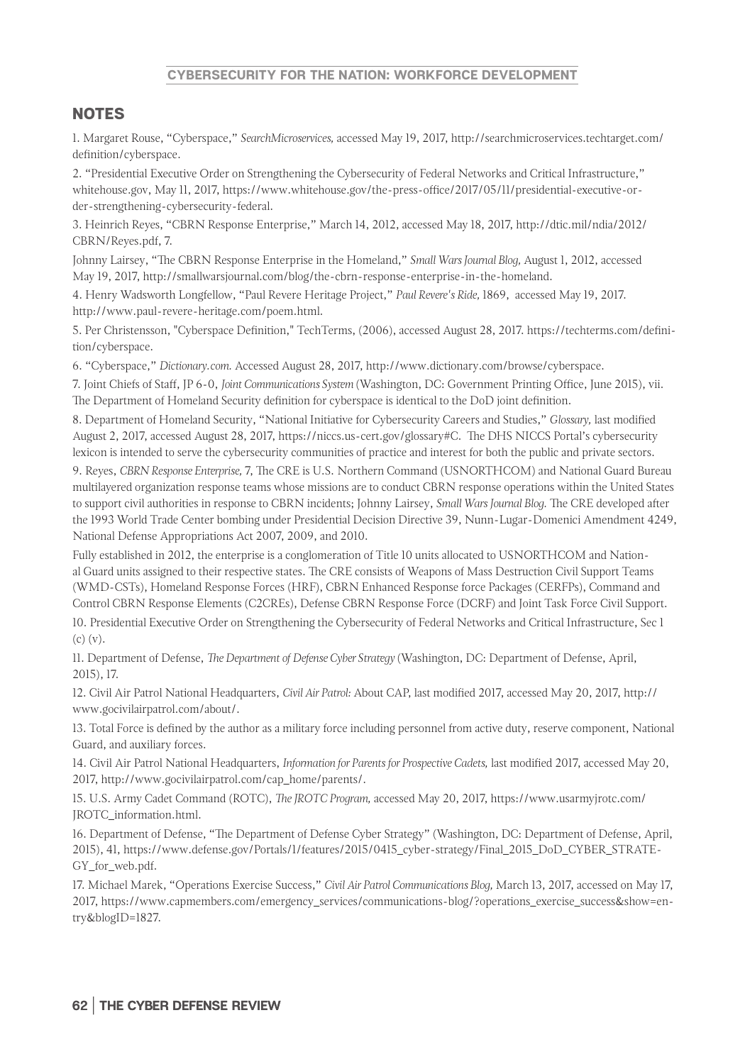## NOTES

1. Margaret Rouse, "Cyberspace," *SearchMicroservices,* accessed May 19, 2017, http://searchmicroservices.techtarget.com/definition/cyberspace.

2. "Presidential Executive Order on Strengthening the Cybersecurity of Federal Networks and Critical Infrastructure," whitehouse.gov, May 11, 2017, https://www.whitehouse.gov/the-press-office/2017/05/11/presidential-executive-order-strengthening-cybersecurity-federal.

3. Heinrich Reyes, "CBRN Response Enterprise," March 14, 2012, accessed May 18, 2017, http://dtic.mil/ndia/2012/CBRN/Reyes.pdf, 7.

Johnny Lairsey, "The CBRN Response Enterprise in the Homeland," *Small Wars Journal Blog,* August 1, 2012, accessed May 19, 2017, http://smallwarsjournal.com/blog/the-cbrn-response-enterprise-in-the-homeland.

4. Henry Wadsworth Longfellow, "Paul Revere Heritage Project," *Paul Revere's Ride,* 1869, accessed May 19, 2017. http://www.paul-revere-heritage.com/poem.html.

5. Per Christensson, "Cyberspace Definition," TechTerms, (2006), accessed August 28, 2017. https://techterms.com/definition/cyberspace.

6. "Cyberspace," *Dictionary.com.* Accessed August 28, 2017, http://www.dictionary.com/browse/cyberspace.

7. Joint Chiefs of Staff, JP 6-0, *Joint Communications System* (Washington, DC: Government Printing Office, June 2015), vii. The Department of Homeland Security definition for cyberspace is identical to the DoD joint definition.

8. Department of Homeland Security, "National Initiative for Cybersecurity Careers and Studies," *Glossary,* last modified August 2, 2017, accessed August 28, 2017, https://niccs.us-cert.gov/glossary#C. The DHS NICCS Portal's cybersecurity lexicon is intended to serve the cybersecurity communities of practice and interest for both the public and private sectors.

9. Reyes, *CBRN Response Enterprise,* 7, The CRE is U.S. Northern Command (USNORTHCOM) and National Guard Bureau multilayered organization response teams whose missions are to conduct CBRN response operations within the United States to support civil authorities in response to CBRN incidents; Johnny Lairsey, *Small Wars Journal Blog.* The CRE developed after the 1993 World Trade Center bombing under Presidential Decision Directive 39, Nunn-Lugar-Domenici Amendment 4249, National Defense Appropriations Act 2007, 2009, and 2010.

Fully established in 2012, the enterprise is a conglomeration of Title 10 units allocated to USNORTHCOM and National Guard units assigned to their respective states. The CRE consists of Weapons of Mass Destruction Civil Support Teams (WMD-CSTs), Homeland Response Forces (HRF), CBRN Enhanced Response force Packages (CERFPs), Command and Control CBRN Response Elements (C2CREs), Defense CBRN Response Force (DCRF) and Joint Task Force Civil Support.

10. Presidential Executive Order on Strengthening the Cybersecurity of Federal Networks and Critical Infrastructure, Sec 1 (c) (v).

11. Department of Defense, *The Department of Defense Cyber Strategy* (Washington, DC: Department of Defense, April, 2015), 17.

12. Civil Air Patrol National Headquarters, *Civil Air Patrol:* About CAP, last modified 2017, accessed May 20, 2017, http://www.gocivilairpatrol.com/about/.

13. Total Force is defined by the author as a military force including personnel from active duty, reserve component, National Guard, and auxiliary forces.

14. Civil Air Patrol National Headquarters, *Information for Parents for Prospective Cadets,* last modified 2017, accessed May 20, 2017, http://www.gocivilairpatrol.com/cap_home/parents/.

15. U.S. Army Cadet Command (ROTC), *The JROTC Program,* accessed May 20, 2017, https://www.usarmyjrotc.com/JROTC_information.html.

16. Department of Defense, "The Department of Defense Cyber Strategy" (Washington, DC: Department of Defense, April, 2015), 41, https://www.defense.gov/Portals/1/features/2015/0415_cyber-strategy/Final_2015_DoD_CYBER_STRATEGY_for_web.pdf.

17. Michael Marek, "Operations Exercise Success," *Civil Air Patrol Communications Blog,* March 13, 2017, accessed on May 17, 2017, https://www.capmembers.com/emergency_services/communications-blog/?operations_exercise_success&show=entry&blogID=1827.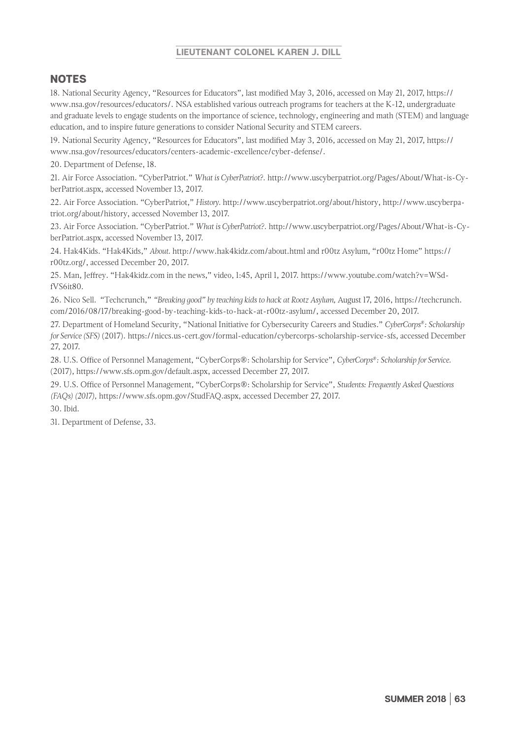## NOTES

18. National Security Agency, "Resources for Educators", last modified May 3, 2016, accessed on May 21, 2017, https://www.nsa.gov/resources/educators/. NSA established various outreach programs for teachers at the K-12, undergraduate and graduate levels to engage students on the importance of science, technology, engineering and math (STEM) and language education, and to inspire future generations to consider National Security and STEM careers.

19. National Security Agency, "Resources for Educators", last modified May 3, 2016, accessed on May 21, 2017, https://www.nsa.gov/resources/educators/centers-academic-excellence/cyber-defense/.

20. Department of Defense, 18.

21. Air Force Association. "CyberPatriot." *What is CyberPatriot?.* http://www.uscyberpatriot.org/Pages/About/What-is-CyberPatriot.aspx, accessed November 13, 2017.

22. Air Force Association. "CyberPatriot," *History.* http://www.uscyberpatriot.org/about/history, http://www.uscyberpatriot.org/about/history, accessed November 13, 2017.

23. Air Force Association. "CyberPatriot." *What is CyberPatriot?.* http://www.uscyberpatriot.org/Pages/About/What-is-CyberPatriot.aspx, accessed November 13, 2017.

24. Hak4Kids. "Hak4Kids," *About.* http://www.hak4kidz.com/about.html and r00tz Asylum, "r00tz Home" https://r00tz.org/, accessed December 20, 2017.

25. Man, Jeffrey. "Hak4kidz.com in the news," video, 1:45, April 1, 2017. https://www.youtube.com/watch?v=WSdfVS6it80.

26. Nico Sell. "Techcrunch," *"Breaking good" by teaching kids to hack at Rootz Asylum,* August 17, 2016, https://techcrunch.com/2016/08/17/breaking-good-by-teaching-kids-to-hack-at-r00tz-asylum/, accessed December 20, 2017.

27. Department of Homeland Security, "National Initiative for Cybersecurity Careers and Studies." *CyberCorps®: Scholarship for Service (SFS)* (2017). https://niccs.us-cert.gov/formal-education/cybercorps-scholarship-service-sfs, accessed December 27, 2017.

28. U.S. Office of Personnel Management, "CyberCorps®: Scholarship for Service", *CyberCorps®: Scholarship for Service.* (2017), https://www.sfs.opm.gov/default.aspx, accessed December 27, 2017.

29. U.S. Office of Personnel Management, "CyberCorps®: Scholarship for Service", *Students: Frequently Asked Questions (FAQs) (2017),* https://www.sfs.opm.gov/StudFAQ.aspx, accessed December 27, 2017.

30. Ibid.

31. Department of Defense, 33.